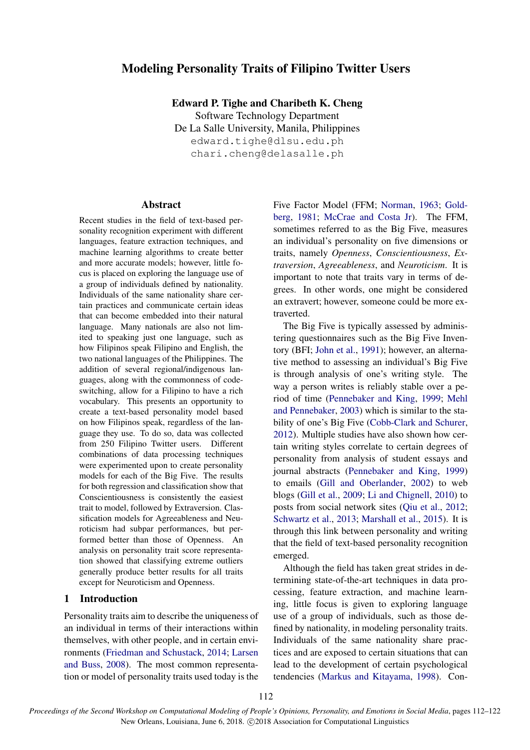# Modeling Personality Traits of Filipino Twitter Users

**Edward P. Tighe and Charibeth K. Cheng**
Software Technology Department
De La Salle University, Manila, Philippines
edward.tighe@dlsu.edu.ph
chari.cheng@delasalle.ph

## Abstract

Recent studies in the field of text-based personality recognition experiment with different languages, feature extraction techniques, and machine learning algorithms to create better and more accurate models; however, little focus is placed on exploring the language use of a group of individuals defined by nationality. Individuals of the same nationality share certain practices and communicate certain ideas that can become embedded into their natural language. Many nationals are also not limited to speaking just one language, such as how Filipinos speak Filipino and English, the two national languages of the Philippines. The addition of several regional/indigenous languages, along with the commonness of code-switching, allow for a Filipino to have a rich vocabulary. This presents an opportunity to create a text-based personality model based on how Filipinos speak, regardless of the language they use. To do so, data was collected from 250 Filipino Twitter users. Different combinations of data processing techniques were experimented upon to create personality models for each of the Big Five. The results for both regression and classification show that Conscientiousness is consistently the easiest trait to model, followed by Extraversion. Classification models for Agreeableness and Neuroticism had subpar performances, but performed better than those of Openness. An analysis on personality trait score representation showed that classifying extreme outliers generally produce better results for all traits except for Neuroticism and Openness.

## 1 Introduction

Personality traits aim to describe the uniqueness of an individual in terms of their interactions within themselves, with other people, and in certain environments (Friedman and Schustack, 2014; Larsen and Buss, 2008). The most common representation or model of personality traits used today is the Five Factor Model (FFM; Norman, 1963; Goldberg, 1981; McCrae and Costa Jr). The FFM, sometimes referred to as the Big Five, measures an individual's personality on five dimensions or traits, namely *Openness*, *Conscientiousness*, *Extraversion*, *Agreeableness*, and *Neuroticism*. It is important to note that traits vary in terms of degrees. In other words, one might be considered an extravert; however, someone could be more extraverted.

The Big Five is typically assessed by administering questionnaires such as the Big Five Inventory (BFI; John et al., 1991); however, an alternative method to assessing an individual's Big Five is through analysis of one's writing style. The way a person writes is reliably stable over a period of time (Pennebaker and King, 1999; Mehl and Pennebaker, 2003) which is similar to the stability of one's Big Five (Cobb-Clark and Schurer, 2012). Multiple studies have also shown how certain writing styles correlate to certain degrees of personality from analysis of student essays and journal abstracts (Pennebaker and King, 1999) to emails (Gill and Oberlander, 2002) to web blogs (Gill et al., 2009; Li and Chignell, 2010) to posts from social network sites (Qiu et al., 2012; Schwartz et al., 2013; Marshall et al., 2015). It is through this link between personality and writing that the field of text-based personality recognition emerged.

Although the field has taken great strides in determining state-of-the-art techniques in data processing, feature extraction, and machine learning, little focus is given to exploring language use of a group of individuals, such as those defined by nationality, in modeling personality traits. Individuals of the same nationality share practices and are exposed to certain situations that can lead to the development of certain psychological tendencies (Markus and Kitayama, 1998). Con-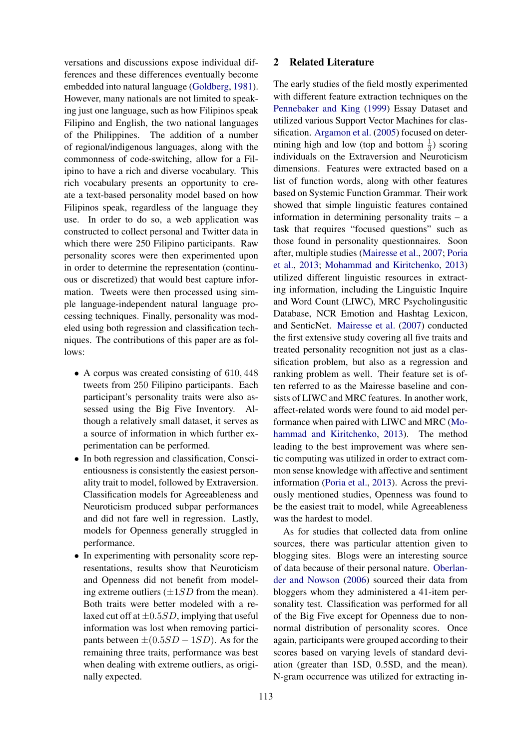versations and discussions expose individual differences and these differences eventually become embedded into natural language (Goldberg, 1981). However, many nationals are not limited to speaking just one language, such as how Filipinos speak Filipino and English, the two national languages of the Philippines. The addition of a number of regional/indigenous languages, along with the commonness of code-switching, allow for a Filipino to have a rich and diverse vocabulary. This rich vocabulary presents an opportunity to create a text-based personality model based on how Filipinos speak, regardless of the language they use. In order to do so, a web application was constructed to collect personal and Twitter data in which there were 250 Filipino participants. Raw personality scores were then experimented upon in order to determine the representation (continuous or discretized) that would best capture information. Tweets were then processed using simple language-independent natural language processing techniques. Finally, personality was modeled using both regression and classification techniques. The contributions of this paper are as follows:

- A corpus was created consisting of $610,448$ tweets from $250$ Filipino participants. Each participant's personality traits were also assessed using the Big Five Inventory. Although a relatively small dataset, it serves as a source of information in which further experimentation can be performed.
- In both regression and classification, Conscientiousness is consistently the easiest personality trait to model, followed by Extraversion. Classification models for Agreeableness and Neuroticism produced subpar performances and did not fare well in regression. Lastly, models for Openness generally struggled in performance.
- In experimenting with personality score representations, results show that Neuroticism and Openness did not benefit from modeling extreme outliers ($\pm 1SD$ from the mean). Both traits were better modeled with a relaxed cut off at $\pm 0.5SD$, implying that useful information was lost when removing participants between $\pm(0.5SD - 1SD)$. As for the remaining three traits, performance was best when dealing with extreme outliers, as originally expected.

## 2 Related Literature

The early studies of the field mostly experimented with different feature extraction techniques on the Pennebaker and King (1999) Essay Dataset and utilized various Support Vector Machines for classification. Argamon et al. (2005) focused on determining high and low (top and bottom $\frac{1}{3}$) scoring individuals on the Extraversion and Neuroticism dimensions. Features were extracted based on a list of function words, along with other features based on Systemic Function Grammar. Their work showed that simple linguistic features contained information in determining personality traits – a task that requires "focused questions" such as those found in personality questionnaires. Soon after, multiple studies (Mairesse et al., 2007; Poria et al., 2013; Mohammad and Kiritchenko, 2013) utilized different linguistic resources in extracting information, including the Linguistic Inquire and Word Count (LIWC), MRC Psycholingusitic Database, NCR Emotion and Hashtag Lexicon, and SenticNet. Mairesse et al. (2007) conducted the first extensive study covering all five traits and treated personality recognition not just as a classification problem, but also as a regression and ranking problem as well. Their feature set is often referred to as the Mairesse baseline and consists of LIWC and MRC features. In another work, affect-related words were found to aid model performance when paired with LIWC and MRC (Mohammad and Kiritchenko, 2013). The method leading to the best improvement was where sentic computing was utilized in order to extract common sense knowledge with affective and sentiment information (Poria et al., 2013). Across the previously mentioned studies, Openness was found to be the easiest trait to model, while Agreeableness was the hardest to model.

As for studies that collected data from online sources, there was particular attention given to blogging sites. Blogs were an interesting source of data because of their personal nature. Oberlander and Nowson (2006) sourced their data from bloggers whom they administered a 41-item personality test. Classification was performed for all of the Big Five except for Openness due to non-normal distribution of personality scores. Once again, participants were grouped according to their scores based on varying levels of standard deviation (greater than 1SD, 0.5SD, and the mean). N-gram occurrence was utilized for extracting in-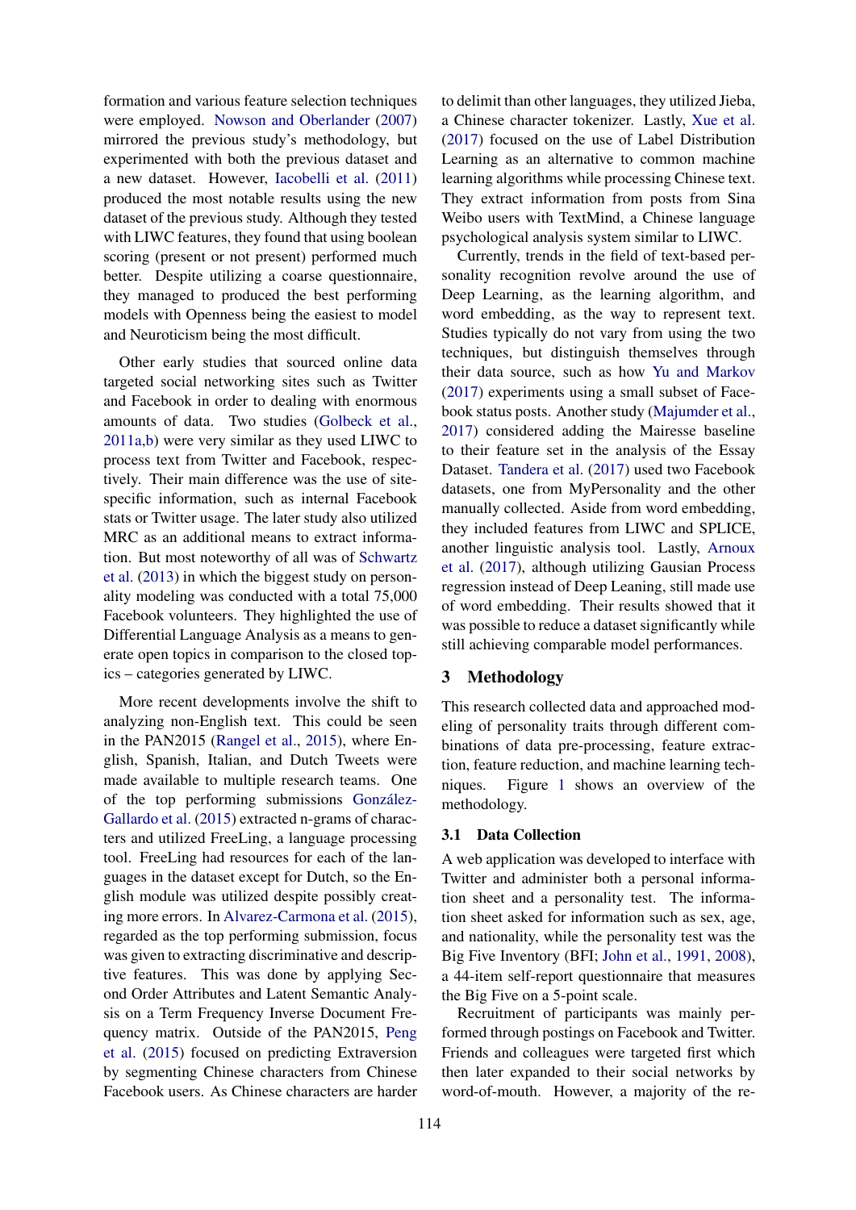formation and various feature selection techniques were employed. Nowson and Oberlander (2007) mirrored the previous study's methodology, but experimented with both the previous dataset and a new dataset. However, Iacobelli et al. (2011) produced the most notable results using the new dataset of the previous study. Although they tested with LIWC features, they found that using boolean scoring (present or not present) performed much better. Despite utilizing a coarse questionnaire, they managed to produced the best performing models with Openness being the easiest to model and Neuroticism being the most difficult.

Other early studies that sourced online data targeted social networking sites such as Twitter and Facebook in order to dealing with enormous amounts of data. Two studies (Golbeck et al., 2011a,b) were very similar as they used LIWC to process text from Twitter and Facebook, respectively. Their main difference was the use of site-specific information, such as internal Facebook stats or Twitter usage. The later study also utilized MRC as an additional means to extract information. But most noteworthy of all was of Schwartz et al. (2013) in which the biggest study on personality modeling was conducted with a total 75,000 Facebook volunteers. They highlighted the use of Differential Language Analysis as a means to generate open topics in comparison to the closed topics – categories generated by LIWC.

More recent developments involve the shift to analyzing non-English text. This could be seen in the PAN2015 (Rangel et al., 2015), where English, Spanish, Italian, and Dutch Tweets were made available to multiple research teams. One of the top performing submissions González-Gallardo et al. (2015) extracted n-grams of characters and utilized FreeLing, a language processing tool. FreeLing had resources for each of the languages in the dataset except for Dutch, so the English module was utilized despite possibly creating more errors. In Alvarez-Carmona et al. (2015), regarded as the top performing submission, focus was given to extracting discriminative and descriptive features. This was done by applying Second Order Attributes and Latent Semantic Analysis on a Term Frequency Inverse Document Frequency matrix. Outside of the PAN2015, Peng et al. (2015) focused on predicting Extraversion by segmenting Chinese characters from Chinese Facebook users. As Chinese characters are harder to delimit than other languages, they utilized Jieba, a Chinese character tokenizer. Lastly, Xue et al. (2017) focused on the use of Label Distribution Learning as an alternative to common machine learning algorithms while processing Chinese text. They extract information from posts from Sina Weibo users with TextMind, a Chinese language psychological analysis system similar to LIWC.

Currently, trends in the field of text-based personality recognition revolve around the use of Deep Learning, as the learning algorithm, and word embedding, as the way to represent text. Studies typically do not vary from using the two techniques, but distinguish themselves through their data source, such as how Yu and Markov (2017) experiments using a small subset of Facebook status posts. Another study (Majumder et al., 2017) considered adding the Mairesse baseline to their feature set in the analysis of the Essay Dataset. Tandera et al. (2017) used two Facebook datasets, one from MyPersonality and the other manually collected. Aside from word embedding, they included features from LIWC and SPLICE, another linguistic analysis tool. Lastly, Arnoux et al. (2017), although utilizing Gausian Process regression instead of Deep Leaning, still made use of word embedding. Their results showed that it was possible to reduce a dataset significantly while still achieving comparable model performances.

## 3 Methodology

This research collected data and approached modeling of personality traits through different combinations of data pre-processing, feature extraction, feature reduction, and machine learning techniques. Figure 1 shows an overview of the methodology.

### 3.1 Data Collection

A web application was developed to interface with Twitter and administer both a personal information sheet and a personality test. The information sheet asked for information such as sex, age, and nationality, while the personality test was the Big Five Inventory (BFI; John et al., 1991, 2008), a 44-item self-report questionnaire that measures the Big Five on a 5-point scale.

Recruitment of participants was mainly performed through postings on Facebook and Twitter. Friends and colleagues were targeted first which then later expanded to their social networks by word-of-mouth. However, a majority of the re-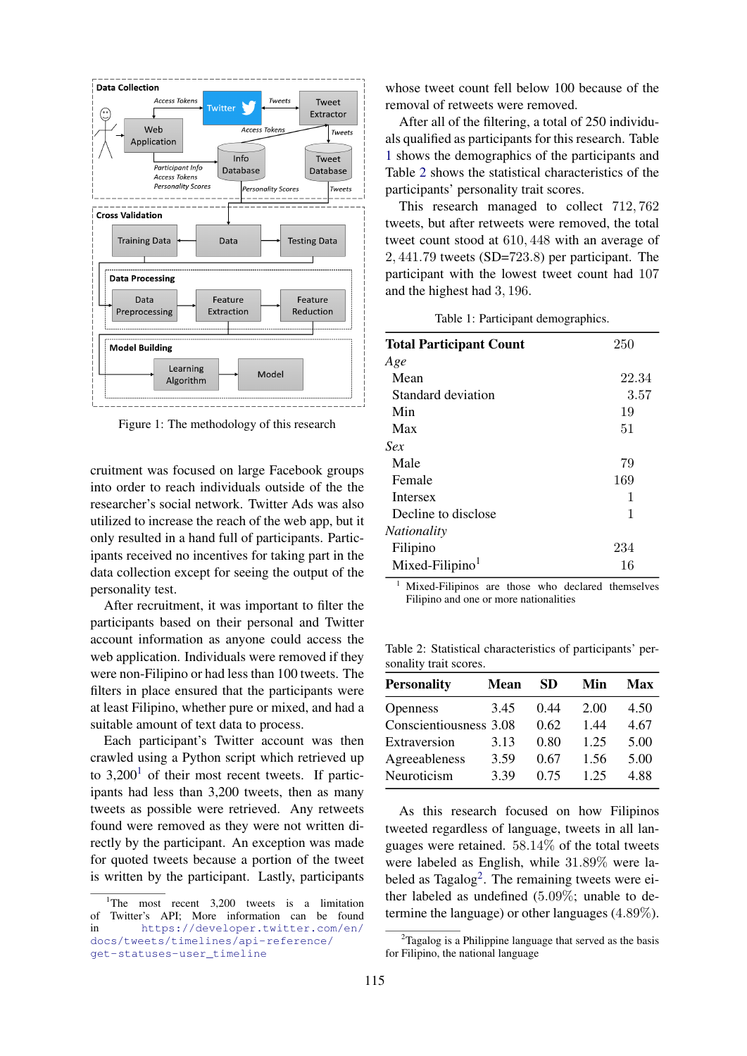Figure 1: The methodology of this research

cruitment was focused on large Facebook groups into order to reach individuals outside of the the researcher's social network. Twitter Ads was also utilized to increase the reach of the web app, but it only resulted in a hand full of participants. Participants received no incentives for taking part in the data collection except for seeing the output of the personality test.

After recruitment, it was important to filter the participants based on their personal and Twitter account information as anyone could access the web application. Individuals were removed if they were non-Filipino or had less than 100 tweets. The filters in place ensured that the participants were at least Filipino, whether pure or mixed, and had a suitable amount of text data to process.

Each participant's Twitter account was then crawled using a Python script which retrieved up to 3,200[1] of their most recent tweets. If participants had less than 3,200 tweets, then as many tweets as possible were retrieved. Any retweets found were removed as they were not written directly by the participant. An exception was made for quoted tweets because a portion of the tweet is written by the participant. Lastly, participants whose tweet count fell below 100 because of the removal of retweets were removed.

After all of the filtering, a total of 250 individuals qualified as participants for this research. Table 1 shows the demographics of the participants and Table 2 shows the statistical characteristics of the participants' personality trait scores.

This research managed to collect 712,762 tweets, but after retweets were removed, the total tweet count stood at 610,448 with an average of 2,441.79 tweets (SD=723.8) per participant. The participant with the lowest tweet count had 107 and the highest had 3,196.

Table 1: Participant demographics.

| **Total Participant Count** | 250 |
|---|---|
| *Age* | |
| Mean | 22.34 |
| Standard deviation | 3.57 |
| Min | 19 |
| Max | 51 |
| *Sex* | |
| Male | 79 |
| Female | 169 |
| Intersex | 1 |
| Decline to disclose | 1 |
| *Nationality* | |
| Filipino | 234 |
| Mixed-Filipino[1] | 16 |

[1] Mixed-Filipinos are those who declared themselves Filipino and one or more nationalities

Table 2: Statistical characteristics of participants' personality trait scores.

| **Personality** | **Mean** | **SD** | **Min** | **Max** |
|---|---|---|---|---|
| Openness | 3.45 | 0.44 | 2.00 | 4.50 |
| Conscientiousness | 3.08 | 0.62 | 1.44 | 4.67 |
| Extraversion | 3.13 | 0.80 | 1.25 | 5.00 |
| Agreeableness | 3.59 | 0.67 | 1.56 | 5.00 |
| Neuroticism | 3.39 | 0.75 | 1.25 | 4.88 |

As this research focused on how Filipinos tweeted regardless of language, tweets in all languages were retained. 58.14% of the total tweets were labeled as English, while 31.89% were labeled as Tagalog[2]. The remaining tweets were either labeled as undefined (5.09%; unable to determine the language) or other languages (4.89%).

[1] The most recent 3,200 tweets is a limitation of Twitter's API; More information can be found in https://developer.twitter.com/en/docs/tweets/timelines/api-reference/get-statuses-user_timeline

[2] Tagalog is a Philippine language that served as the basis for Filipino, the national language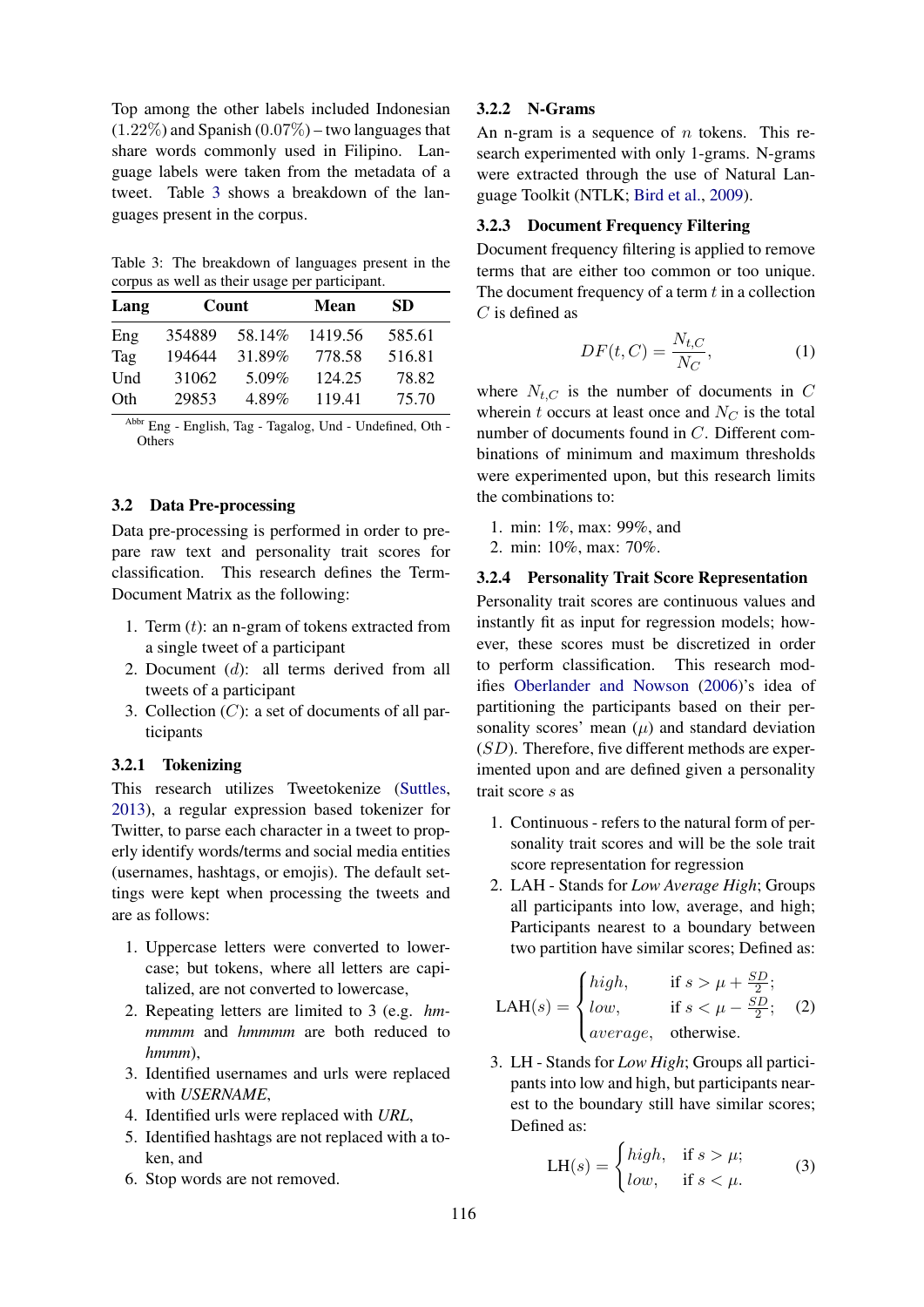Top among the other labels included Indonesian (1.22%) and Spanish (0.07%) – two languages that share words commonly used in Filipino. Language labels were taken from the metadata of a tweet. Table 3 shows a breakdown of the languages present in the corpus.

Table 3: The breakdown of languages present in the corpus as well as their usage per participant.

| Lang | Count | | Mean | SD |
|---|---|---|---|---|
| Eng | 354889 | 58.14% | 1419.56 | 585.61 |
| Tag | 194644 | 31.89% | 778.58 | 516.81 |
| Und | 31062 | 5.09% | 124.25 | 78.82 |
| Oth | 29853 | 4.89% | 119.41 | 75.70 |

[Abbr] Eng - English, Tag - Tagalog, Und - Undefined, Oth - Others

### 3.2 Data Pre-processing

Data pre-processing is performed in order to prepare raw text and personality trait scores for classification. This research defines the Term-Document Matrix as the following:

1. Term ($t$): an n-gram of tokens extracted from a single tweet of a participant
2. Document ($d$): all terms derived from all tweets of a participant
3. Collection ($C$): a set of documents of all participants

#### 3.2.1 Tokenizing

This research utilizes Tweetokenize (Suttles, 2013), a regular expression based tokenizer for Twitter, to parse each character in a tweet to properly identify words/terms and social media entities (usernames, hashtags, or emojis). The default settings were kept when processing the tweets and are as follows:

1. Uppercase letters were converted to lowercase; but tokens, where all letters are capitalized, are not converted to lowercase,
2. Repeating letters are limited to 3 (e.g. *hmmmmm* and *hmmmm* are both reduced to *hmmm*),
3. Identified usernames and urls were replaced with *USERNAME*,
4. Identified urls were replaced with *URL*,
5. Identified hashtags are not replaced with a token, and
6. Stop words are not removed.

#### 3.2.2 N-Grams

An n-gram is a sequence of $n$ tokens. This research experimented with only 1-grams. N-grams were extracted through the use of Natural Language Toolkit (NTLK; Bird et al., 2009).

#### 3.2.3 Document Frequency Filtering

Document frequency filtering is applied to remove terms that are either too common or too unique. The document frequency of a term $t$ in a collection $C$ is defined as

$$DF(t, C) = \frac{N_{t,C}}{N_C}, \tag{1}$$

where $N_{t,C}$ is the number of documents in $C$ wherein $t$ occurs at least once and $N_C$ is the total number of documents found in $C$. Different combinations of minimum and maximum thresholds were experimented upon, but this research limits the combinations to:

1. min: 1%, max: 99%, and
2. min: 10%, max: 70%.

#### 3.2.4 Personality Trait Score Representation

Personality trait scores are continuous values and instantly fit as input for regression models; however, these scores must be discretized in order to perform classification. This research modifies Oberlander and Nowson (2006)'s idea of partitioning the participants based on their personality scores' mean ($\mu$) and standard deviation ($SD$). Therefore, five different methods are experimented upon and are defined given a personality trait score $s$ as

1. Continuous - refers to the natural form of personality trait scores and will be the sole trait score representation for regression
2. LAH - Stands for *Low Average High*; Groups all participants into low, average, and high; Participants nearest to a boundary between two partition have similar scores; Defined as:

$$\text{LAH}(s) = \begin{cases} high, & \text{if } s > \mu + \frac{SD}{2}; \\ low, & \text{if } s < \mu - \frac{SD}{2}; \\ average, & \text{otherwise.} \end{cases} \tag{2}$$

3. LH - Stands for *Low High*; Groups all participants into low and high, but participants nearest to the boundary still have similar scores; Defined as:

$$\text{LH}(s) = \begin{cases} high, & \text{if } s > \mu; \\ low, & \text{if } s < \mu. \end{cases} \tag{3}$$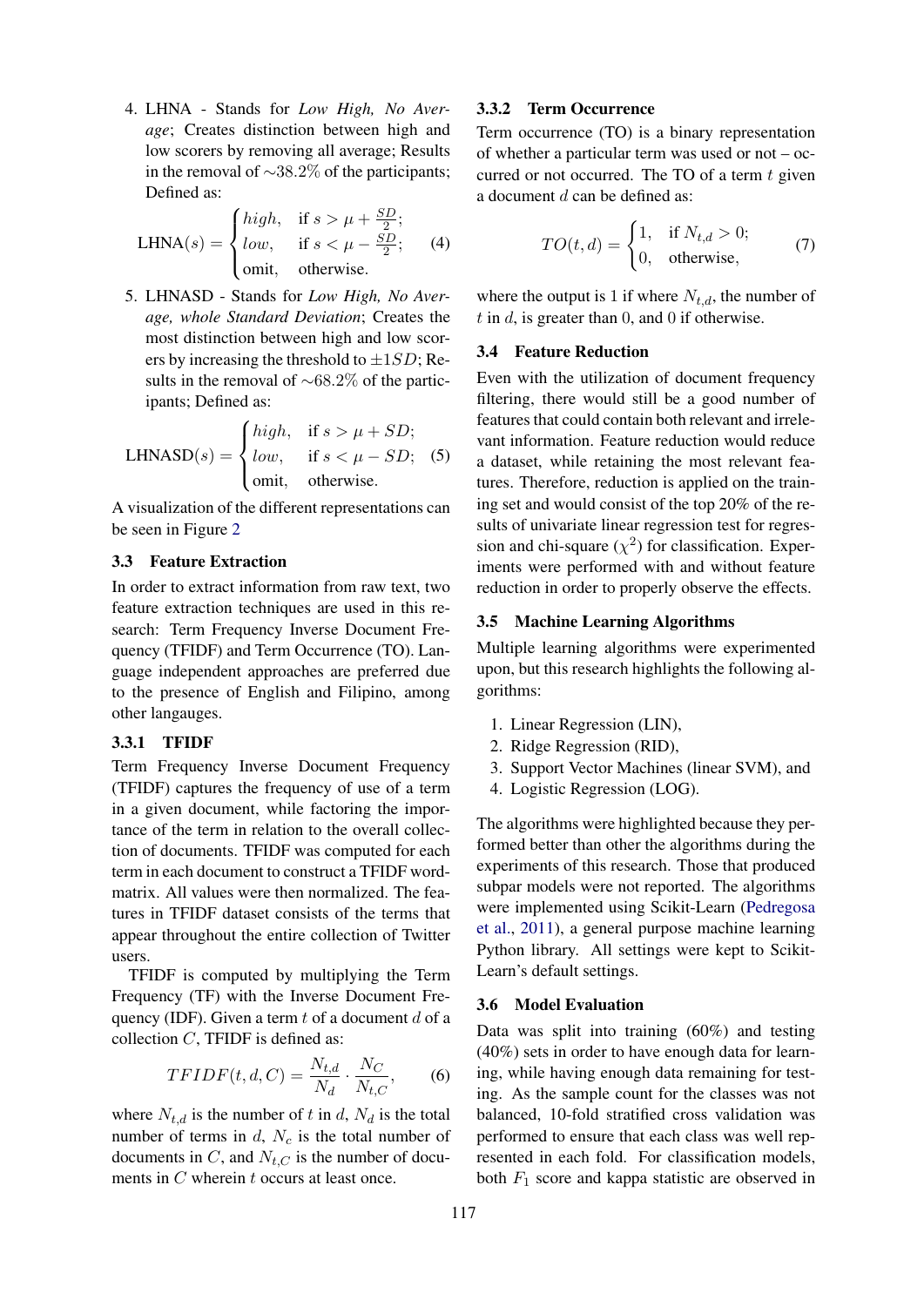4. LHNA - Stands for *Low High, No Average*; Creates distinction between high and low scorers by removing all average; Results in the removal of $\sim 38.2\%$ of the participants; Defined as:

$$\text{LHNA}(s) = \begin{cases} high, & \text{if } s > \mu + \frac{SD}{2}; \\ low, & \text{if } s < \mu - \frac{SD}{2}; \\ \text{omit}, & \text{otherwise.} \end{cases} \quad (4)$$

5. LHNASD - Stands for *Low High, No Average, whole Standard Deviation*; Creates the most distinction between high and low scorers by increasing the threshold to $\pm 1SD$; Results in the removal of $\sim 68.2\%$ of the participants; Defined as:

$$\text{LHNASD}(s) = \begin{cases} high, & \text{if } s > \mu + SD; \\ low, & \text{if } s < \mu - SD; \\ \text{omit}, & \text{otherwise.} \end{cases} \quad (5)$$

A visualization of the different representations can be seen in Figure 2

## 3.3 Feature Extraction

In order to extract information from raw text, two feature extraction techniques are used in this research: Term Frequency Inverse Document Frequency (TFIDF) and Term Occurrence (TO). Language independent approaches are preferred due to the presence of English and Filipino, among other langauges.

### 3.3.1 TFIDF

Term Frequency Inverse Document Frequency (TFIDF) captures the frequency of use of a term in a given document, while factoring the importance of the term in relation to the overall collection of documents. TFIDF was computed for each term in each document to construct a TFIDF word-matrix. All values were then normalized. The features in TFIDF dataset consists of the terms that appear throughout the entire collection of Twitter users.

TFIDF is computed by multiplying the Term Frequency (TF) with the Inverse Document Frequency (IDF). Given a term $t$ of a document $d$ of a collection $C$, TFIDF is defined as:

$$TFIDF(t, d, C) = \frac{N_{t,d}}{N_d} \cdot \frac{N_C}{N_{t,C}}, \quad (6)$$

where $N_{t,d}$ is the number of $t$ in $d$, $N_d$ is the total number of terms in $d$, $N_c$ is the total number of documents in $C$, and $N_{t,C}$ is the number of documents in $C$ wherein $t$ occurs at least once.

### 3.3.2 Term Occurrence

Term occurrence (TO) is a binary representation of whether a particular term was used or not – occurred or not occurred. The TO of a term $t$ given a document $d$ can be defined as:

$$TO(t, d) = \begin{cases} 1, & \text{if } N_{t,d} > 0; \\ 0, & \text{otherwise,} \end{cases} \quad (7)$$

where the output is 1 if where $N_{t,d}$, the number of $t$ in $d$, is greater than 0, and 0 if otherwise.

## 3.4 Feature Reduction

Even with the utilization of document frequency filtering, there would still be a good number of features that could contain both relevant and irrelevant information. Feature reduction would reduce a dataset, while retaining the most relevant features. Therefore, reduction is applied on the training set and would consist of the top 20% of the results of univariate linear regression test for regression and chi-square ($\chi^2$) for classification. Experiments were performed with and without feature reduction in order to properly observe the effects.

## 3.5 Machine Learning Algorithms

Multiple learning algorithms were experimented upon, but this research highlights the following algorithms:

1. Linear Regression (LIN),
2. Ridge Regression (RID),
3. Support Vector Machines (linear SVM), and
4. Logistic Regression (LOG).

The algorithms were highlighted because they performed better than other the algorithms during the experiments of this research. Those that produced subpar models were not reported. The algorithms were implemented using Scikit-Learn (Pedregosa et al., 2011), a general purpose machine learning Python library. All settings were kept to Scikit-Learn's default settings.

## 3.6 Model Evaluation

Data was split into training (60%) and testing (40%) sets in order to have enough data for learning, while having enough data remaining for testing. As the sample count for the classes was not balanced, 10-fold stratified cross validation was performed to ensure that each class was well represented in each fold. For classification models, both $F_1$ score and kappa statistic are observed in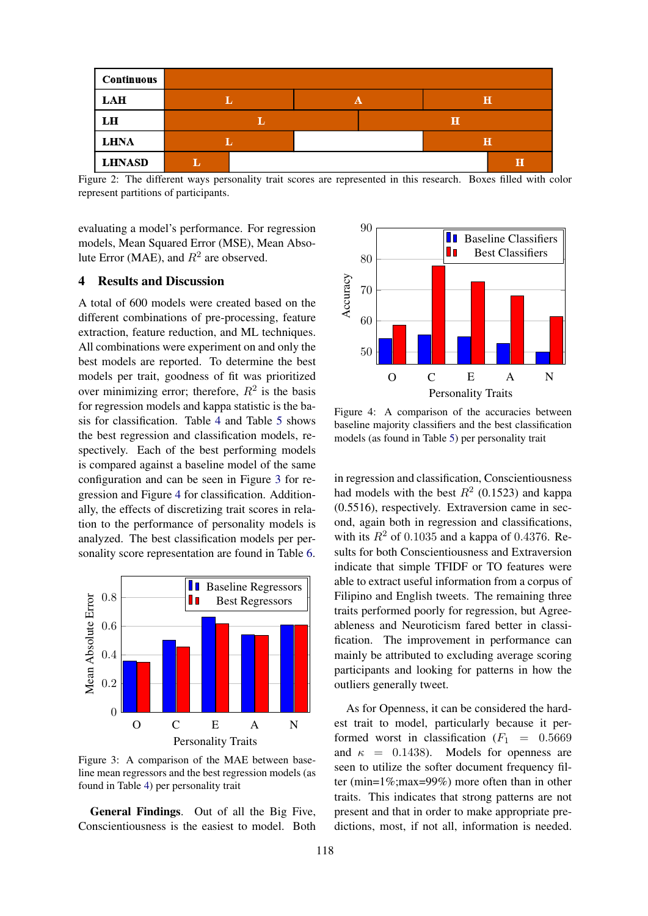| Continuous | | | | | |
|---|---|---|---|---|---|
| LAH | L | | A | H | |
| LH | L | | H | | |
| LHNA | L | | | H | |
| LHNASD | L | | | | H |

Figure 2: The different ways personality trait scores are represented in this research. Boxes filled with color represent partitions of participants.

evaluating a model's performance. For regression models, Mean Squared Error (MSE), Mean Absolute Error (MAE), and $R^2$ are observed.

## 4 Results and Discussion

A total of 600 models were created based on the different combinations of pre-processing, feature extraction, feature reduction, and ML techniques. All combinations were experiment on and only the best models are reported. To determine the best models per trait, goodness of fit was prioritized over minimizing error; therefore, $R^2$ is the basis for regression models and kappa statistic is the basis for classification. Table 4 and Table 5 shows the best regression and classification models, respectively. Each of the best performing models is compared against a baseline model of the same configuration and can be seen in Figure 3 for regression and Figure 4 for classification. Additionally, the effects of discretizing trait scores in relation to the performance of personality models is analyzed. The best classification models per personality score representation are found in Table 6.

Figure 3: A comparison of the MAE between baseline mean regressors and the best regression models (as found in Table 4) per personality trait

**General Findings**. Out of all the Big Five, Conscientiousness is the easiest to model. Both in regression and classification, Conscientiousness had models with the best $R^2$ (0.1523) and kappa (0.5516), respectively. Extraversion came in second, again both in regression and classifications, with its $R^2$ of 0.1035 and a kappa of 0.4376. Results for both Conscientiousness and Extraversion indicate that simple TFIDF or TO features were able to extract useful information from a corpus of Filipino and English tweets. The remaining three traits performed poorly for regression, but Agreeableness and Neuroticism fared better in classification. The improvement in performance can mainly be attributed to excluding average scoring participants and looking for patterns in how the outliers generally tweet.

Figure 4: A comparison of the accuracies between baseline majority classifiers and the best classification models (as found in Table 5) per personality trait

As for Openness, it can be considered the hardest trait to model, particularly because it performed worst in classification ($F_1 = 0.5669$ and $\kappa = 0.1438$). Models for openness are seen to utilize the softer document frequency filter (min=1%;max=99%) more often than in other traits. This indicates that strong patterns are not present and that in order to make appropriate predictions, most, if not all, information is needed.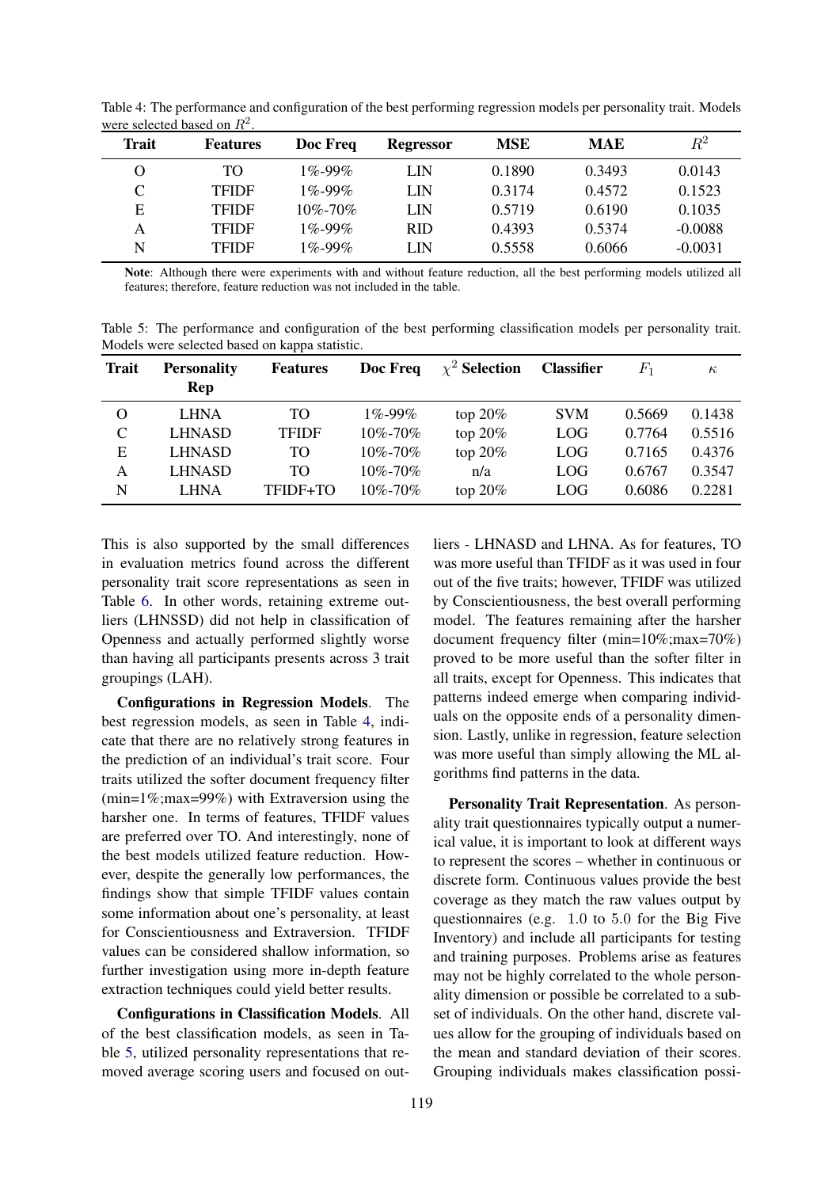Table 4: The performance and configuration of the best performing regression models per personality trait. Models were selected based on $R^2$.

| Trait | Features | Doc Freq | Regressor | MSE | MAE | $R^2$ |
|---|---|---|---|---|---|---|
| O | TO | 1%-99% | LIN | 0.1890 | 0.3493 | 0.0143 |
| C | TFIDF | 1%-99% | LIN | 0.3174 | 0.4572 | 0.1523 |
| E | TFIDF | 10%-70% | LIN | 0.5719 | 0.6190 | 0.1035 |
| A | TFIDF | 1%-99% | RID | 0.4393 | 0.5374 | -0.0088 |
| N | TFIDF | 1%-99% | LIN | 0.5558 | 0.6066 | -0.0031 |

**Note**: Although there were experiments with and without feature reduction, all the best performing models utilized all features; therefore, feature reduction was not included in the table.

Table 5: The performance and configuration of the best performing classification models per personality trait. Models were selected based on kappa statistic.

| Trait | Personality Rep | Features | Doc Freq | $\chi^2$ Selection | Classifier | $F_1$ | $\kappa$ |
|---|---|---|---|---|---|---|---|
| O | LHNA | TO | 1%-99% | top 20% | SVM | 0.5669 | 0.1438 |
| C | LHNASD | TFIDF | 10%-70% | top 20% | LOG | 0.7764 | 0.5516 |
| E | LHNASD | TO | 10%-70% | top 20% | LOG | 0.7165 | 0.4376 |
| A | LHNASD | TO | 10%-70% | n/a | LOG | 0.6767 | 0.3547 |
| N | LHNA | TFIDF+TO | 10%-70% | top 20% | LOG | 0.6086 | 0.2281 |

This is also supported by the small differences in evaluation metrics found across the different personality trait score representations as seen in Table 6. In other words, retaining extreme outliers (LHNSSD) did not help in classification of Openness and actually performed slightly worse than having all participants presents across 3 trait groupings (LAH).

**Configurations in Regression Models**. The best regression models, as seen in Table 4, indicate that there are no relatively strong features in the prediction of an individual's trait score. Four traits utilized the softer document frequency filter (min=1%;max=99%) with Extraversion using the harsher one. In terms of features, TFIDF values are preferred over TO. And interestingly, none of the best models utilized feature reduction. However, despite the generally low performances, the findings show that simple TFIDF values contain some information about one's personality, at least for Conscientiousness and Extraversion. TFIDF values can be considered shallow information, so further investigation using more in-depth feature extraction techniques could yield better results.

**Configurations in Classification Models**. All of the best classification models, as seen in Table 5, utilized personality representations that removed average scoring users and focused on outliers - LHNASD and LHNA. As for features, TO was more useful than TFIDF as it was used in four out of the five traits; however, TFIDF was utilized by Conscientiousness, the best overall performing model. The features remaining after the harsher document frequency filter (min=10%;max=70%) proved to be more useful than the softer filter in all traits, except for Openness. This indicates that patterns indeed emerge when comparing individuals on the opposite ends of a personality dimension. Lastly, unlike in regression, feature selection was more useful than simply allowing the ML algorithms find patterns in the data.

**Personality Trait Representation**. As personality trait questionnaires typically output a numerical value, it is important to look at different ways to represent the scores – whether in continuous or discrete form. Continuous values provide the best coverage as they match the raw values output by questionnaires (e.g. $1.0$ to $5.0$ for the Big Five Inventory) and include all participants for testing and training purposes. Problems arise as features may not be highly correlated to the whole personality dimension or possible be correlated to a subset of individuals. On the other hand, discrete values allow for the grouping of individuals based on the mean and standard deviation of their scores. Grouping individuals makes classification possi-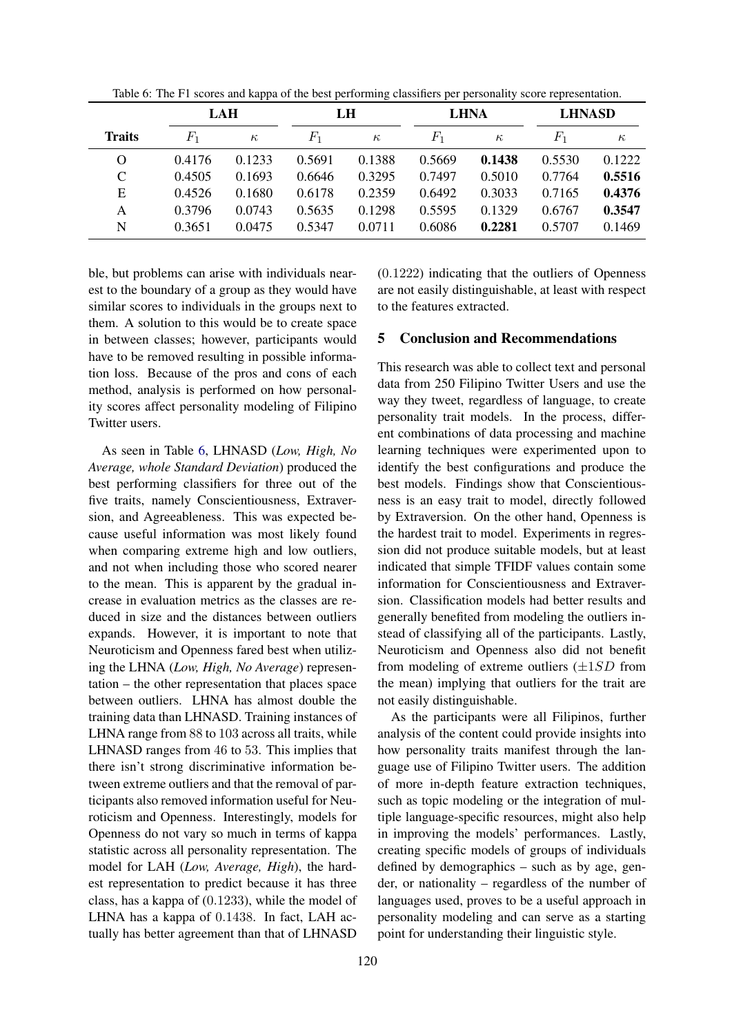Table 6: The F1 scores and kappa of the best performing classifiers per personality score representation.

| Traits | LAH | | LH | | LHNA | | LHNASD | |
|---|---|---|---|---|---|---|---|---|
| | $F_1$ | $\kappa$ | $F_1$ | $\kappa$ | $F_1$ | $\kappa$ | $F_1$ | $\kappa$ |
| O | 0.4176 | 0.1233 | 0.5691 | 0.1388 | 0.5669 | **0.1438** | 0.5530 | 0.1222 |
| C | 0.4505 | 0.1693 | 0.6646 | 0.3295 | 0.7497 | 0.5010 | 0.7764 | **0.5516** |
| E | 0.4526 | 0.1680 | 0.6178 | 0.2359 | 0.6492 | 0.3033 | 0.7165 | **0.4376** |
| A | 0.3796 | 0.0743 | 0.5635 | 0.1298 | 0.5595 | 0.1329 | 0.6767 | **0.3547** |
| N | 0.3651 | 0.0475 | 0.5347 | 0.0711 | 0.6086 | **0.2281** | 0.5707 | 0.1469 |

ble, but problems can arise with individuals nearest to the boundary of a group as they would have similar scores to individuals in the groups next to them. A solution to this would be to create space in between classes; however, participants would have to be removed resulting in possible information loss. Because of the pros and cons of each method, analysis is performed on how personality scores affect personality modeling of Filipino Twitter users.

As seen in Table 6, LHNASD (*Low, High, No Average, whole Standard Deviation*) produced the best performing classifiers for three out of the five traits, namely Conscientiousness, Extraversion, and Agreeableness. This was expected because useful information was most likely found when comparing extreme high and low outliers, and not when including those who scored nearer to the mean. This is apparent by the gradual increase in evaluation metrics as the classes are reduced in size and the distances between outliers expands. However, it is important to note that Neuroticism and Openness fared best when utilizing the LHNA (*Low, High, No Average*) representation – the other representation that places space between outliers. LHNA has almost double the training data than LHNASD. Training instances of LHNA range from 88 to 103 across all traits, while LHNASD ranges from 46 to 53. This implies that there isn't strong discriminative information between extreme outliers and that the removal of participants also removed information useful for Neuroticism and Openness. Interestingly, models for Openness do not vary so much in terms of kappa statistic across all personality representation. The model for LAH (*Low, Average, High*), the hardest representation to predict because it has three class, has a kappa of (0.1233), while the model of LHNA has a kappa of 0.1438. In fact, LAH actually has better agreement than that of LHNASD (0.1222) indicating that the outliers of Openness are not easily distinguishable, at least with respect to the features extracted.

## 5 Conclusion and Recommendations

This research was able to collect text and personal data from 250 Filipino Twitter Users and use the way they tweet, regardless of language, to create personality trait models. In the process, different combinations of data processing and machine learning techniques were experimented upon to identify the best configurations and produce the best models. Findings show that Conscientiousness is an easy trait to model, directly followed by Extraversion. On the other hand, Openness is the hardest trait to model. Experiments in regression did not produce suitable models, but at least indicated that simple TFIDF values contain some information for Conscientiousness and Extraversion. Classification models had better results and generally benefited from modeling the outliers instead of classifying all of the participants. Lastly, Neuroticism and Openness also did not benefit from modeling of extreme outliers ($\pm 1SD$ from the mean) implying that outliers for the trait are not easily distinguishable.

As the participants were all Filipinos, further analysis of the content could provide insights into how personality traits manifest through the language use of Filipino Twitter users. The addition of more in-depth feature extraction techniques, such as topic modeling or the integration of multiple language-specific resources, might also help in improving the models' performances. Lastly, creating specific models of groups of individuals defined by demographics – such as by age, gender, or nationality – regardless of the number of languages used, proves to be a useful approach in personality modeling and can serve as a starting point for understanding their linguistic style.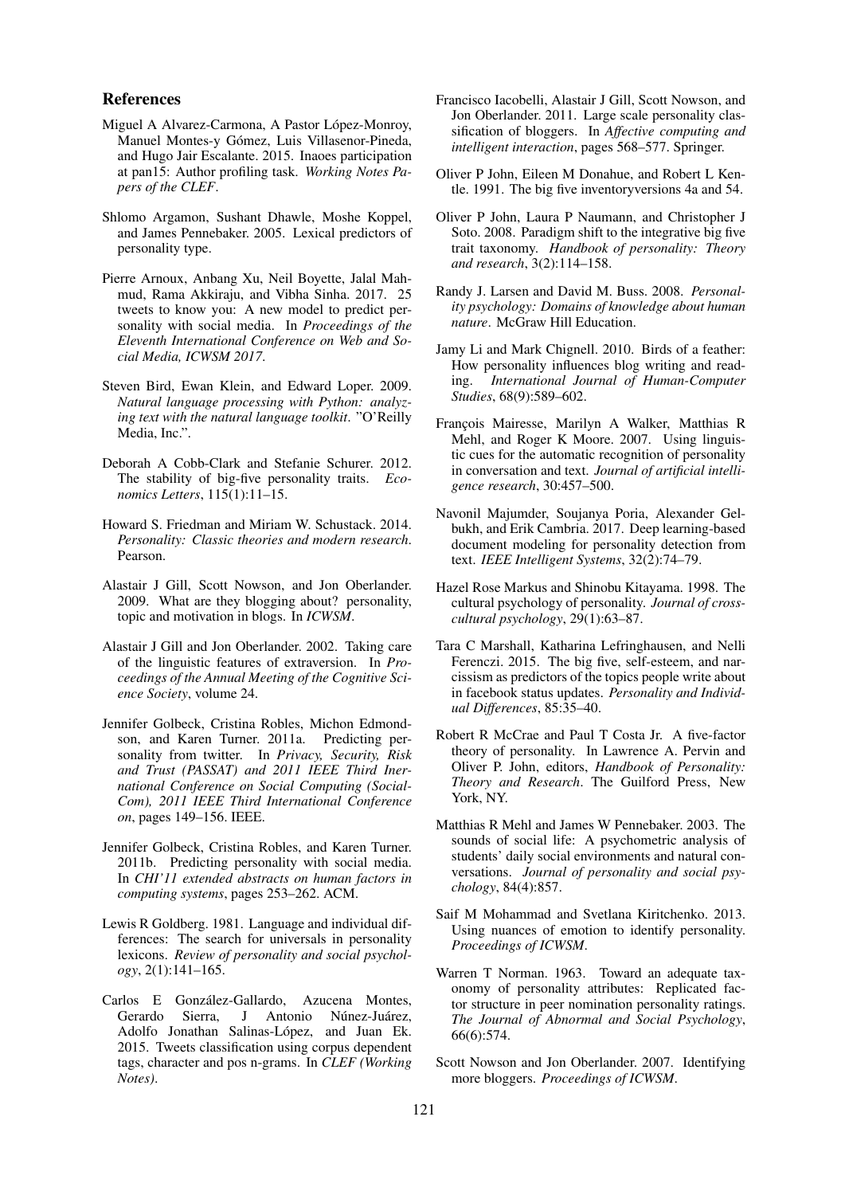## References

Miguel A Alvarez-Carmona, A Pastor López-Monroy, Manuel Montes-y Gómez, Luis Villasenor-Pineda, and Hugo Jair Escalante. 2015. Inaoes participation at pan15: Author profiling task. *Working Notes Papers of the CLEF*.

Shlomo Argamon, Sushant Dhawle, Moshe Koppel, and James Pennebaker. 2005. Lexical predictors of personality type.

Pierre Arnoux, Anbang Xu, Neil Boyette, Jalal Mahmud, Rama Akkiraju, and Vibha Sinha. 2017. 25 tweets to know you: A new model to predict personality with social media. In *Proceedings of the Eleventh International Conference on Web and Social Media, ICWSM 2017*.

Steven Bird, Ewan Klein, and Edward Loper. 2009. *Natural language processing with Python: analyzing text with the natural language toolkit*. "O'Reilly Media, Inc.".

Deborah A Cobb-Clark and Stefanie Schurer. 2012. The stability of big-five personality traits. *Economics Letters*, 115(1):11–15.

Howard S. Friedman and Miriam W. Schustack. 2014. *Personality: Classic theories and modern research*. Pearson.

Alastair J Gill, Scott Nowson, and Jon Oberlander. 2009. What are they blogging about? personality, topic and motivation in blogs. In *ICWSM*.

Alastair J Gill and Jon Oberlander. 2002. Taking care of the linguistic features of extraversion. In *Proceedings of the Annual Meeting of the Cognitive Science Society*, volume 24.

Jennifer Golbeck, Cristina Robles, Michon Edmondson, and Karen Turner. 2011a. Predicting personality from twitter. In *Privacy, Security, Risk and Trust (PASSAT) and 2011 IEEE Third Inernational Conference on Social Computing (SocialCom), 2011 IEEE Third International Conference on*, pages 149–156. IEEE.

Jennifer Golbeck, Cristina Robles, and Karen Turner. 2011b. Predicting personality with social media. In *CHI'11 extended abstracts on human factors in computing systems*, pages 253–262. ACM.

Lewis R Goldberg. 1981. Language and individual differences: The search for universals in personality lexicons. *Review of personality and social psychology*, 2(1):141–165.

Carlos E González-Gallardo, Azucena Montes, Gerardo Sierra, J Antonio Núnez-Juárez, Adolfo Jonathan Salinas-López, and Juan Ek. 2015. Tweets classification using corpus dependent tags, character and pos n-grams. In *CLEF (Working Notes)*.

Francisco Iacobelli, Alastair J Gill, Scott Nowson, and Jon Oberlander. 2011. Large scale personality classification of bloggers. In *Affective computing and intelligent interaction*, pages 568–577. Springer.

Oliver P John, Eileen M Donahue, and Robert L Kentle. 1991. The big five inventoryversions 4a and 54.

Oliver P John, Laura P Naumann, and Christopher J Soto. 2008. Paradigm shift to the integrative big five trait taxonomy. *Handbook of personality: Theory and research*, 3(2):114–158.

Randy J. Larsen and David M. Buss. 2008. *Personality psychology: Domains of knowledge about human nature*. McGraw Hill Education.

Jamy Li and Mark Chignell. 2010. Birds of a feather: How personality influences blog writing and reading. *International Journal of Human-Computer Studies*, 68(9):589–602.

François Mairesse, Marilyn A Walker, Matthias R Mehl, and Roger K Moore. 2007. Using linguistic cues for the automatic recognition of personality in conversation and text. *Journal of artificial intelligence research*, 30:457–500.

Navonil Majumder, Soujanya Poria, Alexander Gelbukh, and Erik Cambria. 2017. Deep learning-based document modeling for personality detection from text. *IEEE Intelligent Systems*, 32(2):74–79.

Hazel Rose Markus and Shinobu Kitayama. 1998. The cultural psychology of personality. *Journal of cross-cultural psychology*, 29(1):63–87.

Tara C Marshall, Katharina Lefringhausen, and Nelli Ferenczi. 2015. The big five, self-esteem, and narcissism as predictors of the topics people write about in facebook status updates. *Personality and Individual Differences*, 85:35–40.

Robert R McCrae and Paul T Costa Jr. A five-factor theory of personality. In Lawrence A. Pervin and Oliver P. John, editors, *Handbook of Personality: Theory and Research*. The Guilford Press, New York, NY.

Matthias R Mehl and James W Pennebaker. 2003. The sounds of social life: A psychometric analysis of students' daily social environments and natural conversations. *Journal of personality and social psychology*, 84(4):857.

Saif M Mohammad and Svetlana Kiritchenko. 2013. Using nuances of emotion to identify personality. *Proceedings of ICWSM*.

Warren T Norman. 1963. Toward an adequate taxonomy of personality attributes: Replicated factor structure in peer nomination personality ratings. *The Journal of Abnormal and Social Psychology*, 66(6):574.

Scott Nowson and Jon Oberlander. 2007. Identifying more bloggers. *Proceedings of ICWSM*.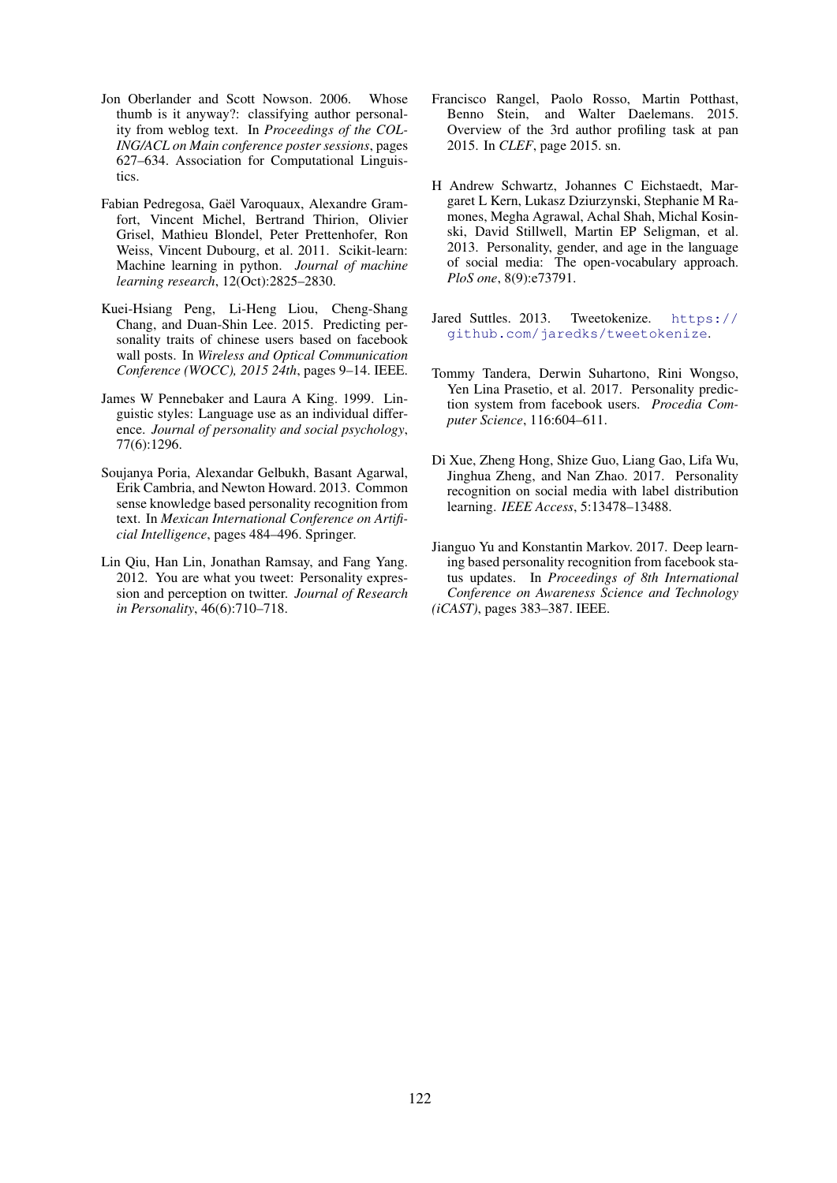Jon Oberlander and Scott Nowson. 2006. Whose thumb is it anyway?: classifying author personality from weblog text. In *Proceedings of the COLING/ACL on Main conference poster sessions*, pages 627–634. Association for Computational Linguistics.

Fabian Pedregosa, Gaël Varoquaux, Alexandre Gramfort, Vincent Michel, Bertrand Thirion, Olivier Grisel, Mathieu Blondel, Peter Prettenhofer, Ron Weiss, Vincent Dubourg, et al. 2011. Scikit-learn: Machine learning in python. *Journal of machine learning research*, 12(Oct):2825–2830.

Kuei-Hsiang Peng, Li-Heng Liou, Cheng-Shang Chang, and Duan-Shin Lee. 2015. Predicting personality traits of chinese users based on facebook wall posts. In *Wireless and Optical Communication Conference (WOCC), 2015 24th*, pages 9–14. IEEE.

James W Pennebaker and Laura A King. 1999. Linguistic styles: Language use as an individual difference. *Journal of personality and social psychology*, 77(6):1296.

Soujanya Poria, Alexandar Gelbukh, Basant Agarwal, Erik Cambria, and Newton Howard. 2013. Common sense knowledge based personality recognition from text. In *Mexican International Conference on Artificial Intelligence*, pages 484–496. Springer.

Lin Qiu, Han Lin, Jonathan Ramsay, and Fang Yang. 2012. You are what you tweet: Personality expression and perception on twitter. *Journal of Research in Personality*, 46(6):710–718.

Francisco Rangel, Paolo Rosso, Martin Potthast, Benno Stein, and Walter Daelemans. 2015. Overview of the 3rd author profiling task at pan 2015. In *CLEF*, page 2015. sn.

H Andrew Schwartz, Johannes C Eichstaedt, Margaret L Kern, Lukasz Dziurzynski, Stephanie M Ramones, Megha Agrawal, Achal Shah, Michal Kosinski, David Stillwell, Martin EP Seligman, et al. 2013. Personality, gender, and age in the language of social media: The open-vocabulary approach. *PloS one*, 8(9):e73791.

Jared Suttles. 2013. Tweetokenize. https://github.com/jaredks/tweetokenize.

Tommy Tandera, Derwin Suhartono, Rini Wongso, Yen Lina Prasetio, et al. 2017. Personality prediction system from facebook users. *Procedia Computer Science*, 116:604–611.

Di Xue, Zheng Hong, Shize Guo, Liang Gao, Lifa Wu, Jinghua Zheng, and Nan Zhao. 2017. Personality recognition on social media with label distribution learning. *IEEE Access*, 5:13478–13488.

Jianguo Yu and Konstantin Markov. 2017. Deep learning based personality recognition from facebook status updates. In *Proceedings of 8th International Conference on Awareness Science and Technology (iCAST)*, pages 383–387. IEEE.